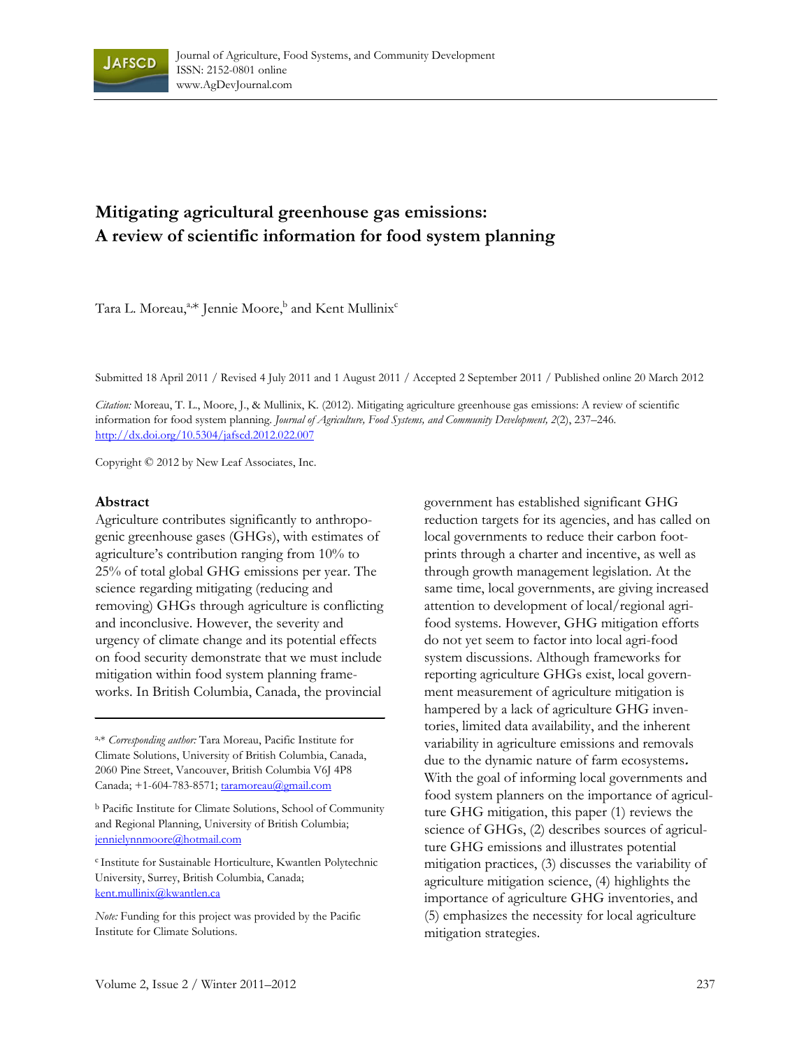# Mitigating agricultural greenhouse gas emissions: A review of scientific information for food system planning

Tara L. Moreau,[a,*] Jennie Moore,[b] and Kent Mullinix[c]

Submitted 18 April 2011 / Revised 4 July 2011 and 1 August 2011 / Accepted 2 September 2011 / Published online 20 March 2012

*Citation:* Moreau, T. L., Moore, J., & Mullinix, K. (2012). Mitigating agriculture greenhouse gas emissions: A review of scientific information for food system planning. *Journal of Agriculture, Food Systems, and Community Development, 2*(2), 237–246. http://dx.doi.org/10.5304/jafscd.2012.022.007

Copyright © 2012 by New Leaf Associates, Inc.

## Abstract

Agriculture contributes significantly to anthropogenic greenhouse gases (GHGs), with estimates of agriculture's contribution ranging from 10% to 25% of total global GHG emissions per year. The science regarding mitigating (reducing and removing) GHGs through agriculture is conflicting and inconclusive. However, the severity and urgency of climate change and its potential effects on food security demonstrate that we must include mitigation within food system planning frameworks. In British Columbia, Canada, the provincial government has established significant GHG reduction targets for its agencies, and has called on local governments to reduce their carbon footprints through a charter and incentive, as well as through growth management legislation. At the same time, local governments, are giving increased attention to development of local/regional agri-food systems. However, GHG mitigation efforts do not yet seem to factor into local agri-food system discussions. Although frameworks for reporting agriculture GHGs exist, local government measurement of agriculture mitigation is hampered by a lack of agriculture GHG inventories, limited data availability, and the inherent variability in agriculture emissions and removals due to the dynamic nature of farm ecosystems. With the goal of informing local governments and food system planners on the importance of agriculture GHG mitigation, this paper (1) reviews the science of GHGs, (2) describes sources of agriculture GHG emissions and illustrates potential mitigation practices, (3) discusses the variability of agriculture mitigation science, (4) highlights the importance of agriculture GHG inventories, and (5) emphasizes the necessity for local agriculture mitigation strategies.

---

[a,*] *Corresponding author:* Tara Moreau, Pacific Institute for Climate Solutions, University of British Columbia, Canada, 2060 Pine Street, Vancouver, British Columbia V6J 4P8 Canada; +1-604-783-8571; taramoreau@gmail.com

[b] Pacific Institute for Climate Solutions, School of Community and Regional Planning, University of British Columbia; jennielynnmoore@hotmail.com

[c] Institute for Sustainable Horticulture, Kwantlen Polytechnic University, Surrey, British Columbia, Canada; kent.mullinix@kwantlen.ca

*Note:* Funding for this project was provided by the Pacific Institute for Climate Solutions.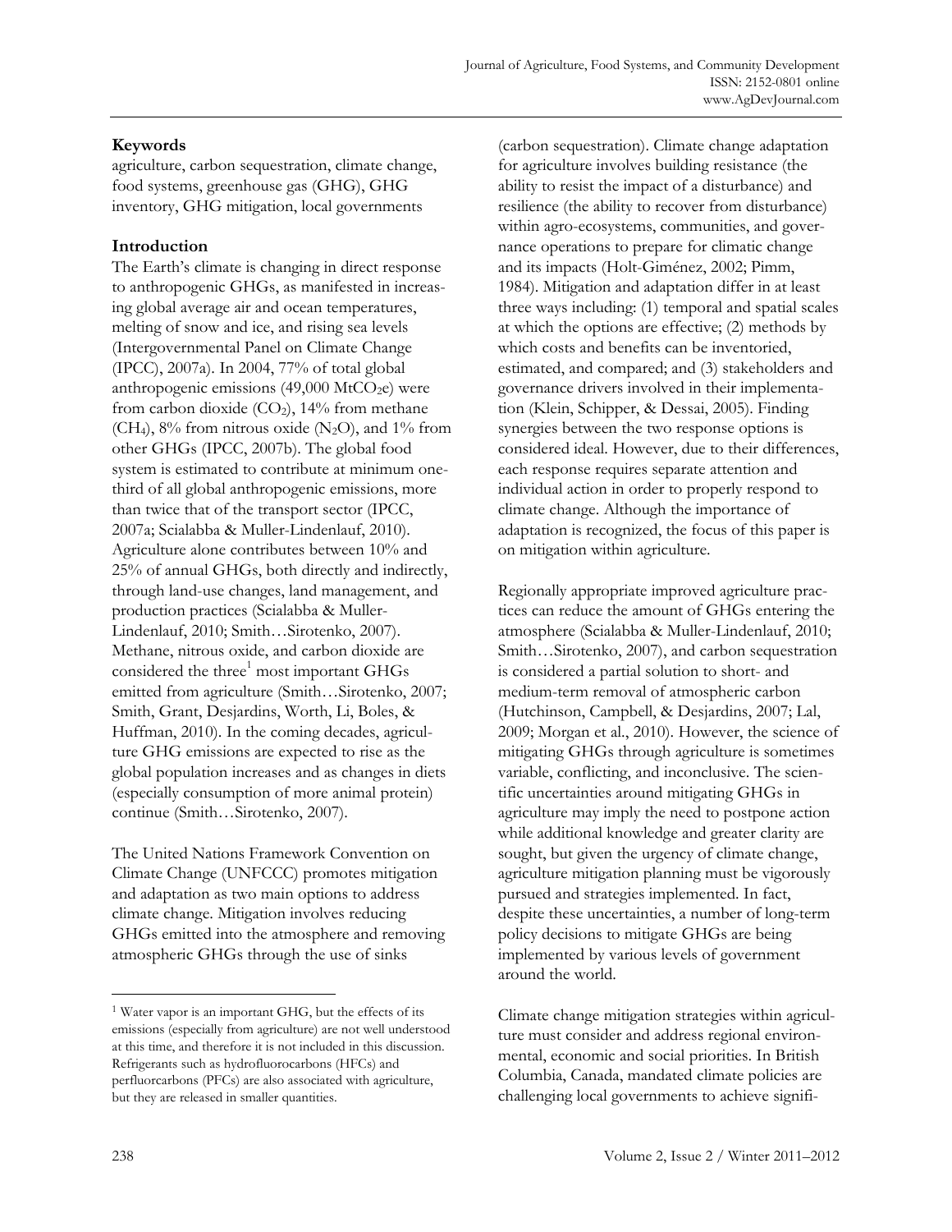## Keywords

agriculture, carbon sequestration, climate change, food systems, greenhouse gas (GHG), GHG inventory, GHG mitigation, local governments

## Introduction

The Earth's climate is changing in direct response to anthropogenic GHGs, as manifested in increasing global average air and ocean temperatures, melting of snow and ice, and rising sea levels (Intergovernmental Panel on Climate Change (IPCC), 2007a). In 2004, 77% of total global anthropogenic emissions (49,000 $MtCO_2e$) were from carbon dioxide ($CO_2$), 14% from methane ($CH_4$), 8% from nitrous oxide ($N_2O$), and 1% from other GHGs (IPCC, 2007b). The global food system is estimated to contribute at minimum one-third of all global anthropogenic emissions, more than twice that of the transport sector (IPCC, 2007a; Scialabba & Muller-Lindenlauf, 2010). Agriculture alone contributes between 10% and 25% of annual GHGs, both directly and indirectly, through land-use changes, land management, and production practices (Scialabba & Muller-Lindenlauf, 2010; Smith…Sirotenko, 2007). Methane, nitrous oxide, and carbon dioxide are considered the three[1] most important GHGs emitted from agriculture (Smith…Sirotenko, 2007; Smith, Grant, Desjardins, Worth, Li, Boles, & Huffman, 2010). In the coming decades, agriculture GHG emissions are expected to rise as the global population increases and as changes in diets (especially consumption of more animal protein) continue (Smith…Sirotenko, 2007).

The United Nations Framework Convention on Climate Change (UNFCCC) promotes mitigation and adaptation as two main options to address climate change. Mitigation involves reducing GHGs emitted into the atmosphere and removing atmospheric GHGs through the use of sinks (carbon sequestration). Climate change adaptation for agriculture involves building resistance (the ability to resist the impact of a disturbance) and resilience (the ability to recover from disturbance) within agro-ecosystems, communities, and governance operations to prepare for climatic change and its impacts (Holt-Giménez, 2002; Pimm, 1984). Mitigation and adaptation differ in at least three ways including: (1) temporal and spatial scales at which the options are effective; (2) methods by which costs and benefits can be inventoried, estimated, and compared; and (3) stakeholders and governance drivers involved in their implementation (Klein, Schipper, & Dessai, 2005). Finding synergies between the two response options is considered ideal. However, due to their differences, each response requires separate attention and individual action in order to properly respond to climate change. Although the importance of adaptation is recognized, the focus of this paper is on mitigation within agriculture.

Regionally appropriate improved agriculture practices can reduce the amount of GHGs entering the atmosphere (Scialabba & Muller-Lindenlauf, 2010; Smith…Sirotenko, 2007), and carbon sequestration is considered a partial solution to short- and medium-term removal of atmospheric carbon (Hutchinson, Campbell, & Desjardins, 2007; Lal, 2009; Morgan et al., 2010). However, the science of mitigating GHGs through agriculture is sometimes variable, conflicting, and inconclusive. The scientific uncertainties around mitigating GHGs in agriculture may imply the need to postpone action while additional knowledge and greater clarity are sought, but given the urgency of climate change, agriculture mitigation planning must be vigorously pursued and strategies implemented. In fact, despite these uncertainties, a number of long-term policy decisions to mitigate GHGs are being implemented by various levels of government around the world.

Climate change mitigation strategies within agriculture must consider and address regional environmental, economic and social priorities. In British Columbia, Canada, mandated climate policies are challenging local governments to achieve signifi-

[1] Water vapor is an important GHG, but the effects of its emissions (especially from agriculture) are not well understood at this time, and therefore it is not included in this discussion. Refrigerants such as hydrofluorocarbons (HFCs) and perfluorcarbons (PFCs) are also associated with agriculture, but they are released in smaller quantities.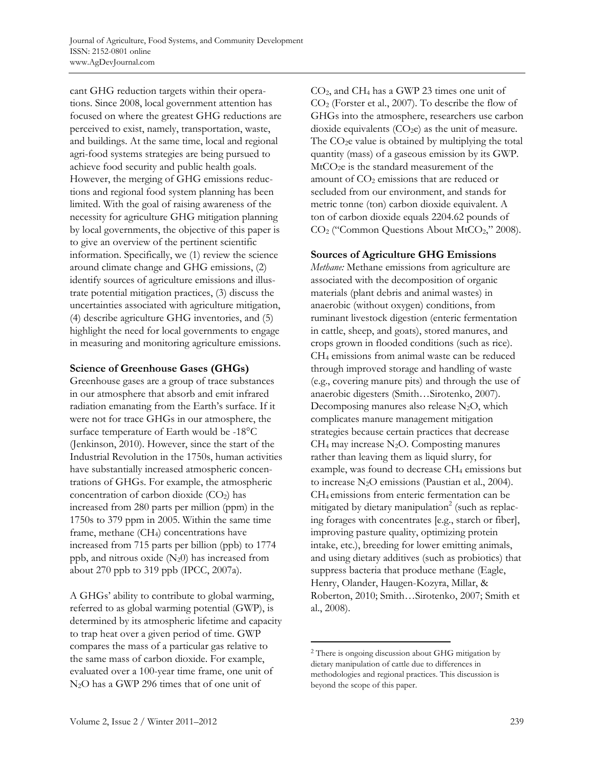cant GHG reduction targets within their operations. Since 2008, local government attention has focused on where the greatest GHG reductions are perceived to exist, namely, transportation, waste, and buildings. At the same time, local and regional agri-food systems strategies are being pursued to achieve food security and public health goals. However, the merging of GHG emissions reductions and regional food system planning has been limited. With the goal of raising awareness of the necessity for agriculture GHG mitigation planning by local governments, the objective of this paper is to give an overview of the pertinent scientific information. Specifically, we (1) review the science around climate change and GHG emissions, (2) identify sources of agriculture emissions and illustrate potential mitigation practices, (3) discuss the uncertainties associated with agriculture mitigation, (4) describe agriculture GHG inventories, and (5) highlight the need for local governments to engage in measuring and monitoring agriculture emissions.

## Science of Greenhouse Gases (GHGs)

Greenhouse gases are a group of trace substances in our atmosphere that absorb and emit infrared radiation emanating from the Earth's surface. If it were not for trace GHGs in our atmosphere, the surface temperature of Earth would be -18°C (Jenkinson, 2010). However, since the start of the Industrial Revolution in the 1750s, human activities have substantially increased atmospheric concentrations of GHGs. For example, the atmospheric concentration of carbon dioxide ($CO_2$) has increased from 280 parts per million (ppm) in the 1750s to 379 ppm in 2005. Within the same time frame, methane ($CH_4$) concentrations have increased from 715 parts per billion (ppb) to 1774 ppb, and nitrous oxide ($N_20$) has increased from about 270 ppb to 319 ppb (IPCC, 2007a).

A GHGs' ability to contribute to global warming, referred to as global warming potential (GWP), is determined by its atmospheric lifetime and capacity to trap heat over a given period of time. GWP compares the mass of a particular gas relative to the same mass of carbon dioxide. For example, evaluated over a 100-year time frame, one unit of $N_2O$ has a GWP 296 times that of one unit of $CO_2$, and $CH_4$ has a GWP 23 times one unit of $CO_2$ (Forster et al., 2007). To describe the flow of GHGs into the atmosphere, researchers use carbon dioxide equivalents ($CO_2e$) as the unit of measure. The $CO_2e$ value is obtained by multiplying the total quantity (mass) of a gaseous emission by its GWP. $MtCO_2e$ is the standard measurement of the amount of $CO_2$ emissions that are reduced or secluded from our environment, and stands for metric tonne (ton) carbon dioxide equivalent. A ton of carbon dioxide equals 2204.62 pounds of $CO_2$ ("Common Questions About $MtCO_2$," 2008).

## Sources of Agriculture GHG Emissions

*Methane:* Methane emissions from agriculture are associated with the decomposition of organic materials (plant debris and animal wastes) in anaerobic (without oxygen) conditions, from ruminant livestock digestion (enteric fermentation in cattle, sheep, and goats), stored manures, and crops grown in flooded conditions (such as rice). $CH_4$ emissions from animal waste can be reduced through improved storage and handling of waste (e.g., covering manure pits) and through the use of anaerobic digesters (Smith…Sirotenko, 2007). Decomposing manures also release $N_2O$, which complicates manure management mitigation strategies because certain practices that decrease $CH_4$ may increase $N_2O$. Composting manures rather than leaving them as liquid slurry, for example, was found to decrease $CH_4$ emissions but to increase $N_2O$ emissions (Paustian et al., 2004). $CH_4$ emissions from enteric fermentation can be mitigated by dietary manipulation[2] (such as replacing forages with concentrates [e.g., starch or fiber], improving pasture quality, optimizing protein intake, etc.), breeding for lower emitting animals, and using dietary additives (such as probiotics) that suppress bacteria that produce methane (Eagle, Henry, Olander, Haugen-Kozyra, Millar, & Roberton, 2010; Smith…Sirotenko, 2007; Smith et al., 2008).

[2] There is ongoing discussion about GHG mitigation by dietary manipulation of cattle due to differences in methodologies and regional practices. This discussion is beyond the scope of this paper.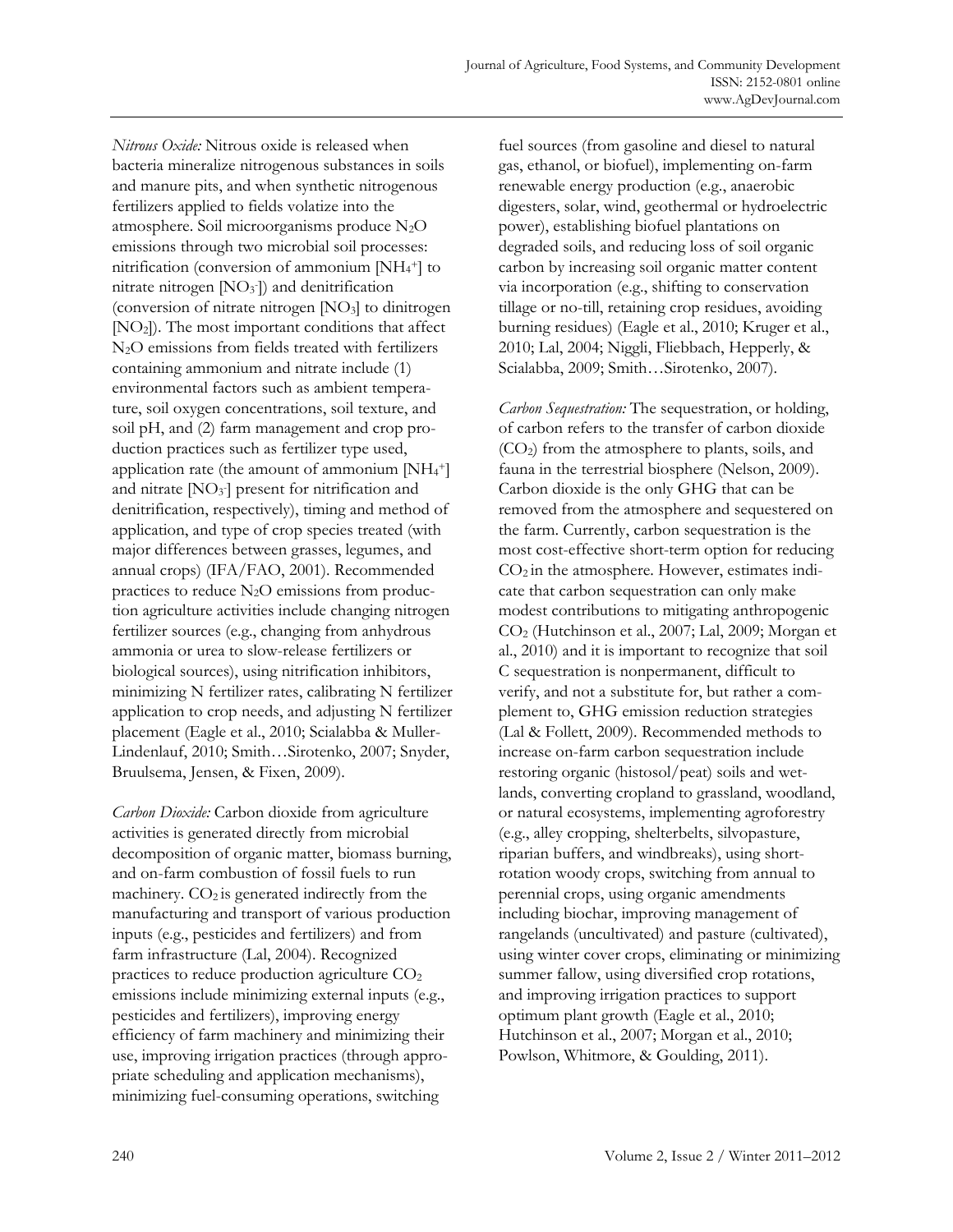*Nitrous Oxide:* Nitrous oxide is released when bacteria mineralize nitrogenous substances in soils and manure pits, and when synthetic nitrogenous fertilizers applied to fields volatize into the atmosphere. Soil microorganisms produce $N_2O$ emissions through two microbial soil processes: nitrification (conversion of ammonium [$NH_4^+$] to nitrate nitrogen [$NO_3^-$]) and denitrification (conversion of nitrate nitrogen [$NO_3$] to dinitrogen [$NO_2$]). The most important conditions that affect $N_2O$ emissions from fields treated with fertilizers containing ammonium and nitrate include (1) environmental factors such as ambient temperature, soil oxygen concentrations, soil texture, and soil pH, and (2) farm management and crop production practices such as fertilizer type used, application rate (the amount of ammonium [$NH_4^+$] and nitrate [$NO_3^-$] present for nitrification and denitrification, respectively), timing and method of application, and type of crop species treated (with major differences between grasses, legumes, and annual crops) (IFA/FAO, 2001). Recommended practices to reduce $N_2O$ emissions from production agriculture activities include changing nitrogen fertilizer sources (e.g., changing from anhydrous ammonia or urea to slow-release fertilizers or biological sources), using nitrification inhibitors, minimizing N fertilizer rates, calibrating N fertilizer application to crop needs, and adjusting N fertilizer placement (Eagle et al., 2010; Scialabba & Muller-Lindenlauf, 2010; Smith…Sirotenko, 2007; Snyder, Bruulsema, Jensen, & Fixen, 2009).

*Carbon Dioxide:* Carbon dioxide from agriculture activities is generated directly from microbial decomposition of organic matter, biomass burning, and on-farm combustion of fossil fuels to run machinery. $CO_2$ is generated indirectly from the manufacturing and transport of various production inputs (e.g., pesticides and fertilizers) and from farm infrastructure (Lal, 2004). Recognized practices to reduce production agriculture $CO_2$ emissions include minimizing external inputs (e.g., pesticides and fertilizers), improving energy efficiency of farm machinery and minimizing their use, improving irrigation practices (through appropriate scheduling and application mechanisms), minimizing fuel-consuming operations, switching fuel sources (from gasoline and diesel to natural gas, ethanol, or biofuel), implementing on-farm renewable energy production (e.g., anaerobic digesters, solar, wind, geothermal or hydroelectric power), establishing biofuel plantations on degraded soils, and reducing loss of soil organic carbon by increasing soil organic matter content via incorporation (e.g., shifting to conservation tillage or no-till, retaining crop residues, avoiding burning residues) (Eagle et al., 2010; Kruger et al., 2010; Lal, 2004; Niggli, Fliebbach, Hepperly, & Scialabba, 2009; Smith…Sirotenko, 2007).

*Carbon Sequestration:* The sequestration, or holding, of carbon refers to the transfer of carbon dioxide ($CO_2$) from the atmosphere to plants, soils, and fauna in the terrestrial biosphere (Nelson, 2009). Carbon dioxide is the only GHG that can be removed from the atmosphere and sequestered on the farm. Currently, carbon sequestration is the most cost-effective short-term option for reducing $CO_2$ in the atmosphere. However, estimates indicate that carbon sequestration can only make modest contributions to mitigating anthropogenic $CO_2$ (Hutchinson et al., 2007; Lal, 2009; Morgan et al., 2010) and it is important to recognize that soil C sequestration is nonpermanent, difficult to verify, and not a substitute for, but rather a complement to, GHG emission reduction strategies (Lal & Follett, 2009). Recommended methods to increase on-farm carbon sequestration include restoring organic (histosol/peat) soils and wetlands, converting cropland to grassland, woodland, or natural ecosystems, implementing agroforestry (e.g., alley cropping, shelterbelts, silvopasture, riparian buffers, and windbreaks), using short-rotation woody crops, switching from annual to perennial crops, using organic amendments including biochar, improving management of rangelands (uncultivated) and pasture (cultivated), using winter cover crops, eliminating or minimizing summer fallow, using diversified crop rotations, and improving irrigation practices to support optimum plant growth (Eagle et al., 2010; Hutchinson et al., 2007; Morgan et al., 2010; Powlson, Whitmore, & Goulding, 2011).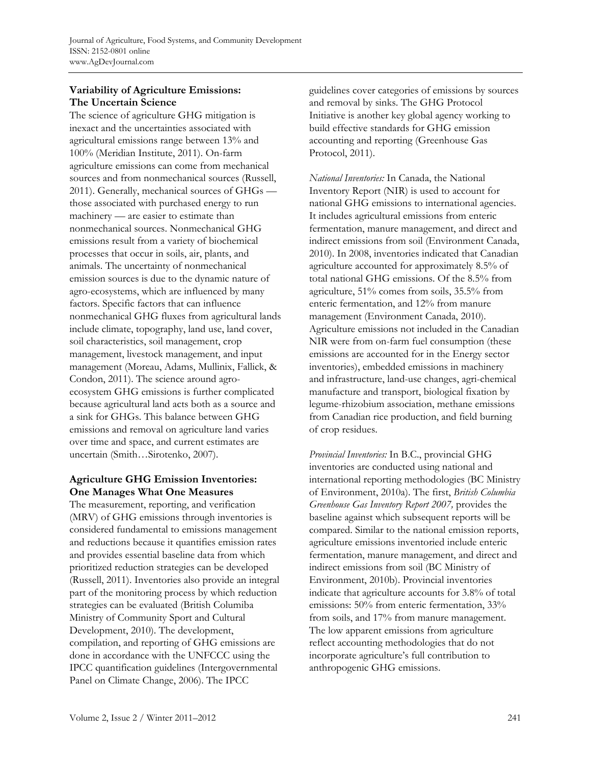### Variability of Agriculture Emissions: The Uncertain Science

The science of agriculture GHG mitigation is inexact and the uncertainties associated with agricultural emissions range between 13% and 100% (Meridian Institute, 2011). On-farm agriculture emissions can come from mechanical sources and from nonmechanical sources (Russell, 2011). Generally, mechanical sources of GHGs — those associated with purchased energy to run machinery — are easier to estimate than nonmechanical sources. Nonmechanical GHG emissions result from a variety of biochemical processes that occur in soils, air, plants, and animals. The uncertainty of nonmechanical emission sources is due to the dynamic nature of agro-ecosystems, which are influenced by many factors. Specific factors that can influence nonmechanical GHG fluxes from agricultural lands include climate, topography, land use, land cover, soil characteristics, soil management, crop management, livestock management, and input management (Moreau, Adams, Mullinix, Fallick, & Condon, 2011). The science around agro-ecosystem GHG emissions is further complicated because agricultural land acts both as a source and a sink for GHGs. This balance between GHG emissions and removal on agriculture land varies over time and space, and current estimates are uncertain (Smith…Sirotenko, 2007).

### Agriculture GHG Emission Inventories: One Manages What One Measures

The measurement, reporting, and verification (MRV) of GHG emissions through inventories is considered fundamental to emissions management and reductions because it quantifies emission rates and provides essential baseline data from which prioritized reduction strategies can be developed (Russell, 2011). Inventories also provide an integral part of the monitoring process by which reduction strategies can be evaluated (British Columiba Ministry of Community Sport and Cultural Development, 2010). The development, compilation, and reporting of GHG emissions are done in accordance with the UNFCCC using the IPCC quantification guidelines (Intergovernmental Panel on Climate Change, 2006). The IPCC guidelines cover categories of emissions by sources and removal by sinks. The GHG Protocol Initiative is another key global agency working to build effective standards for GHG emission accounting and reporting (Greenhouse Gas Protocol, 2011).

*National Inventories:* In Canada, the National Inventory Report (NIR) is used to account for national GHG emissions to international agencies. It includes agricultural emissions from enteric fermentation, manure management, and direct and indirect emissions from soil (Environment Canada, 2010). In 2008, inventories indicated that Canadian agriculture accounted for approximately 8.5% of total national GHG emissions. Of the 8.5% from agriculture, 51% comes from soils, 35.5% from enteric fermentation, and 12% from manure management (Environment Canada, 2010). Agriculture emissions not included in the Canadian NIR were from on-farm fuel consumption (these emissions are accounted for in the Energy sector inventories), embedded emissions in machinery and infrastructure, land-use changes, agri-chemical manufacture and transport, biological fixation by legume-rhizobium association, methane emissions from Canadian rice production, and field burning of crop residues.

*Provincial Inventories:* In B.C., provincial GHG inventories are conducted using national and international reporting methodologies (BC Ministry of Environment, 2010a). The first, *British Columbia Greenhouse Gas Inventory Report 2007,* provides the baseline against which subsequent reports will be compared. Similar to the national emission reports, agriculture emissions inventoried include enteric fermentation, manure management, and direct and indirect emissions from soil (BC Ministry of Environment, 2010b). Provincial inventories indicate that agriculture accounts for 3.8% of total emissions: 50% from enteric fermentation, 33% from soils, and 17% from manure management. The low apparent emissions from agriculture reflect accounting methodologies that do not incorporate agriculture's full contribution to anthropogenic GHG emissions.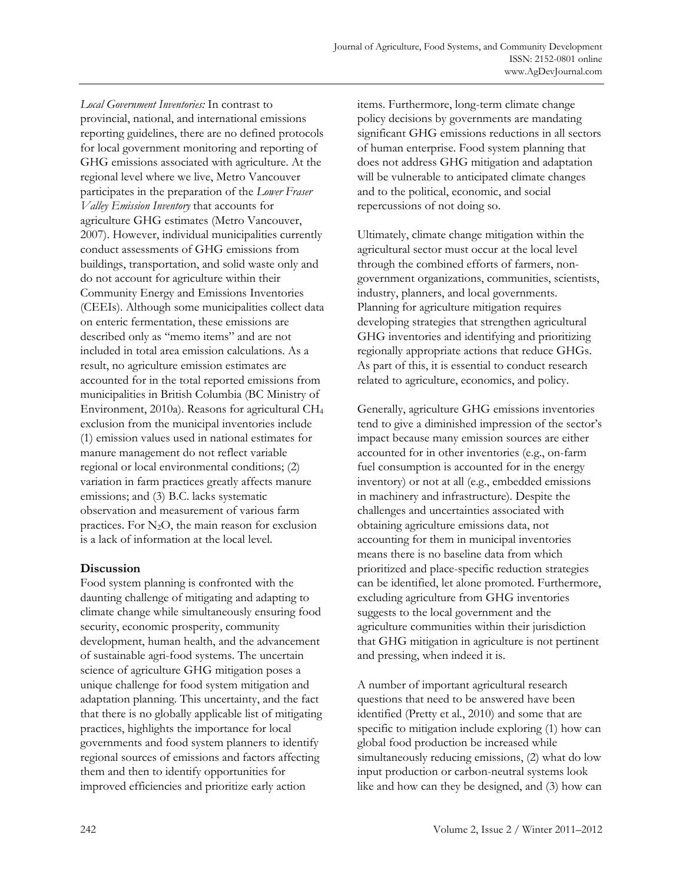*Local Government Inventories:* In contrast to provincial, national, and international emissions reporting guidelines, there are no defined protocols for local government monitoring and reporting of GHG emissions associated with agriculture. At the regional level where we live, Metro Vancouver participates in the preparation of the *Lower Fraser Valley Emission Inventory* that accounts for agriculture GHG estimates (Metro Vancouver, 2007). However, individual municipalities currently conduct assessments of GHG emissions from buildings, transportation, and solid waste only and do not account for agriculture within their Community Energy and Emissions Inventories (CEEIs). Although some municipalities collect data on enteric fermentation, these emissions are described only as "memo items" and are not included in total area emission calculations. As a result, no agriculture emission estimates are accounted for in the total reported emissions from municipalities in British Columbia (BC Ministry of Environment, 2010a). Reasons for agricultural $CH_4$ exclusion from the municipal inventories include (1) emission values used in national estimates for manure management do not reflect variable regional or local environmental conditions; (2) variation in farm practices greatly affects manure emissions; and (3) B.C. lacks systematic observation and measurement of various farm practices. For $N_2O$, the main reason for exclusion is a lack of information at the local level.

## Discussion

Food system planning is confronted with the daunting challenge of mitigating and adapting to climate change while simultaneously ensuring food security, economic prosperity, community development, human health, and the advancement of sustainable agri-food systems. The uncertain science of agriculture GHG mitigation poses a unique challenge for food system mitigation and adaptation planning. This uncertainty, and the fact that there is no globally applicable list of mitigating practices, highlights the importance for local governments and food system planners to identify regional sources of emissions and factors affecting them and then to identify opportunities for improved efficiencies and prioritize early action items. Furthermore, long-term climate change policy decisions by governments are mandating significant GHG emissions reductions in all sectors of human enterprise. Food system planning that does not address GHG mitigation and adaptation will be vulnerable to anticipated climate changes and to the political, economic, and social repercussions of not doing so.

Ultimately, climate change mitigation within the agricultural sector must occur at the local level through the combined efforts of farmers, non-government organizations, communities, scientists, industry, planners, and local governments. Planning for agriculture mitigation requires developing strategies that strengthen agricultural GHG inventories and identifying and prioritizing regionally appropriate actions that reduce GHGs. As part of this, it is essential to conduct research related to agriculture, economics, and policy.

Generally, agriculture GHG emissions inventories tend to give a diminished impression of the sector's impact because many emission sources are either accounted for in other inventories (e.g., on-farm fuel consumption is accounted for in the energy inventory) or not at all (e.g., embedded emissions in machinery and infrastructure). Despite the challenges and uncertainties associated with obtaining agriculture emissions data, not accounting for them in municipal inventories means there is no baseline data from which prioritized and place-specific reduction strategies can be identified, let alone promoted. Furthermore, excluding agriculture from GHG inventories suggests to the local government and the agriculture communities within their jurisdiction that GHG mitigation in agriculture is not pertinent and pressing, when indeed it is.

A number of important agricultural research questions that need to be answered have been identified (Pretty et al., 2010) and some that are specific to mitigation include exploring (1) how can global food production be increased while simultaneously reducing emissions, (2) what do low input production or carbon-neutral systems look like and how can they be designed, and (3) how can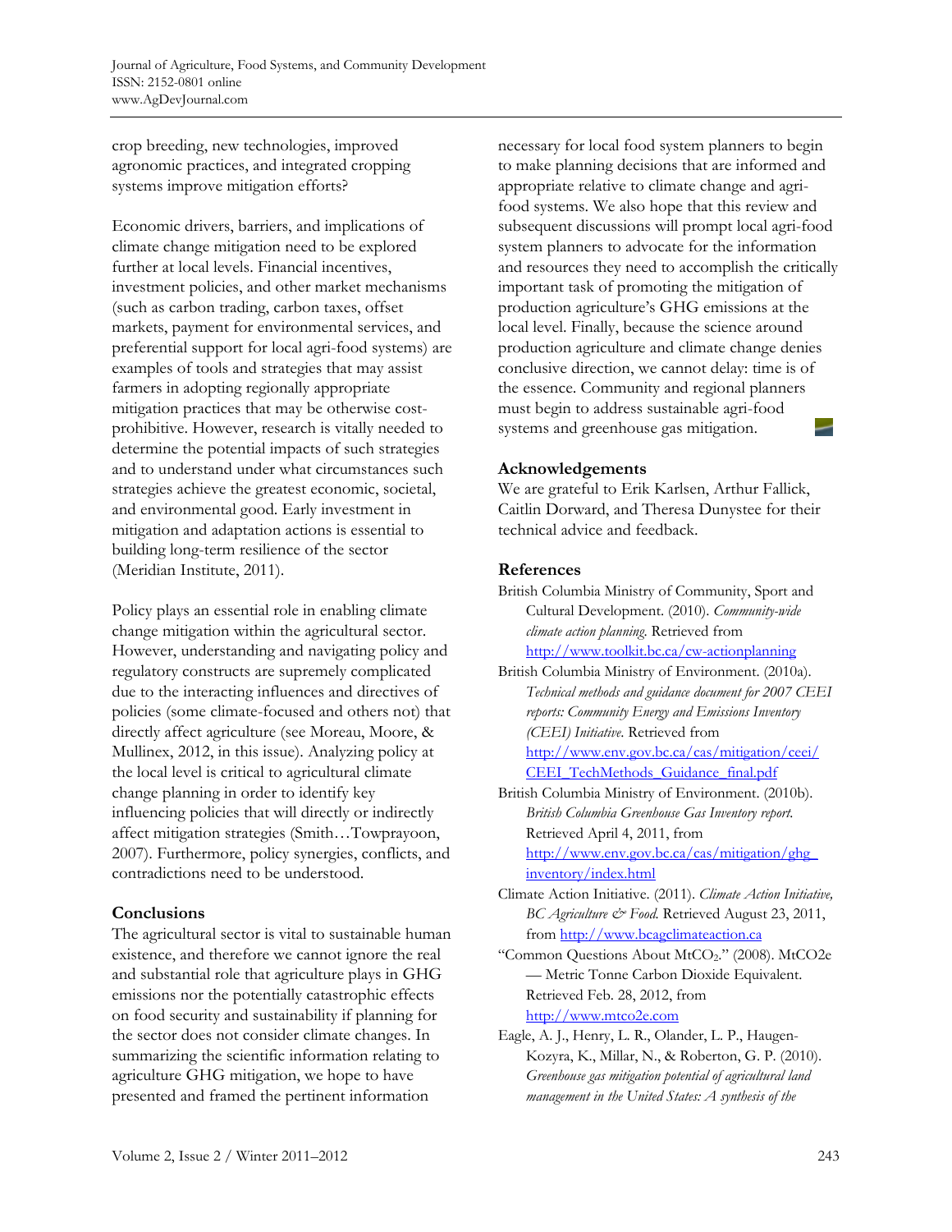crop breeding, new technologies, improved agronomic practices, and integrated cropping systems improve mitigation efforts?

Economic drivers, barriers, and implications of climate change mitigation need to be explored further at local levels. Financial incentives, investment policies, and other market mechanisms (such as carbon trading, carbon taxes, offset markets, payment for environmental services, and preferential support for local agri-food systems) are examples of tools and strategies that may assist farmers in adopting regionally appropriate mitigation practices that may be otherwise cost-prohibitive. However, research is vitally needed to determine the potential impacts of such strategies and to understand under what circumstances such strategies achieve the greatest economic, societal, and environmental good. Early investment in mitigation and adaptation actions is essential to building long-term resilience of the sector (Meridian Institute, 2011).

Policy plays an essential role in enabling climate change mitigation within the agricultural sector. However, understanding and navigating policy and regulatory constructs are supremely complicated due to the interacting influences and directives of policies (some climate-focused and others not) that directly affect agriculture (see Moreau, Moore, & Mullinex, 2012, in this issue). Analyzing policy at the local level is critical to agricultural climate change planning in order to identify key influencing policies that will directly or indirectly affect mitigation strategies (Smith…Towprayoon, 2007). Furthermore, policy synergies, conflicts, and contradictions need to be understood.

## Conclusions

The agricultural sector is vital to sustainable human existence, and therefore we cannot ignore the real and substantial role that agriculture plays in GHG emissions nor the potentially catastrophic effects on food security and sustainability if planning for the sector does not consider climate changes. In summarizing the scientific information relating to agriculture GHG mitigation, we hope to have presented and framed the pertinent information necessary for local food system planners to begin to make planning decisions that are informed and appropriate relative to climate change and agri-food systems. We also hope that this review and subsequent discussions will prompt local agri-food system planners to advocate for the information and resources they need to accomplish the critically important task of promoting the mitigation of production agriculture's GHG emissions at the local level. Finally, because the science around production agriculture and climate change denies conclusive direction, we cannot delay: time is of the essence. Community and regional planners must begin to address sustainable agri-food systems and greenhouse gas mitigation.

## Acknowledgements

We are grateful to Erik Karlsen, Arthur Fallick, Caitlin Dorward, and Theresa Dunystee for their technical advice and feedback.

## References

British Columbia Ministry of Community, Sport and Cultural Development. (2010). *Community-wide climate action planning.* Retrieved from http://www.toolkit.bc.ca/cw-actionplanning

British Columbia Ministry of Environment. (2010a). *Technical methods and guidance document for 2007 CEEI reports: Community Energy and Emissions Inventory (CEEI) Initiative.* Retrieved from http://www.env.gov.bc.ca/cas/mitigation/ceei/CEEI_TechMethods_Guidance_final.pdf

British Columbia Ministry of Environment. (2010b). *British Columbia Greenhouse Gas Inventory report.* Retrieved April 4, 2011, from http://www.env.gov.bc.ca/cas/mitigation/ghg_inventory/index.html

Climate Action Initiative. (2011). *Climate Action Initiative, BC Agriculture & Food.* Retrieved August 23, 2011, from http://www.bcagclimateaction.ca

"Common Questions About MtCO$_2$." (2008). MtCO2e — Metric Tonne Carbon Dioxide Equivalent. Retrieved Feb. 28, 2012, from http://www.mtco2e.com

Eagle, A. J., Henry, L. R., Olander, L. P., Haugen-Kozyra, K., Millar, N., & Roberton, G. P. (2010). *Greenhouse gas mitigation potential of agricultural land management in the United States: A synthesis of the*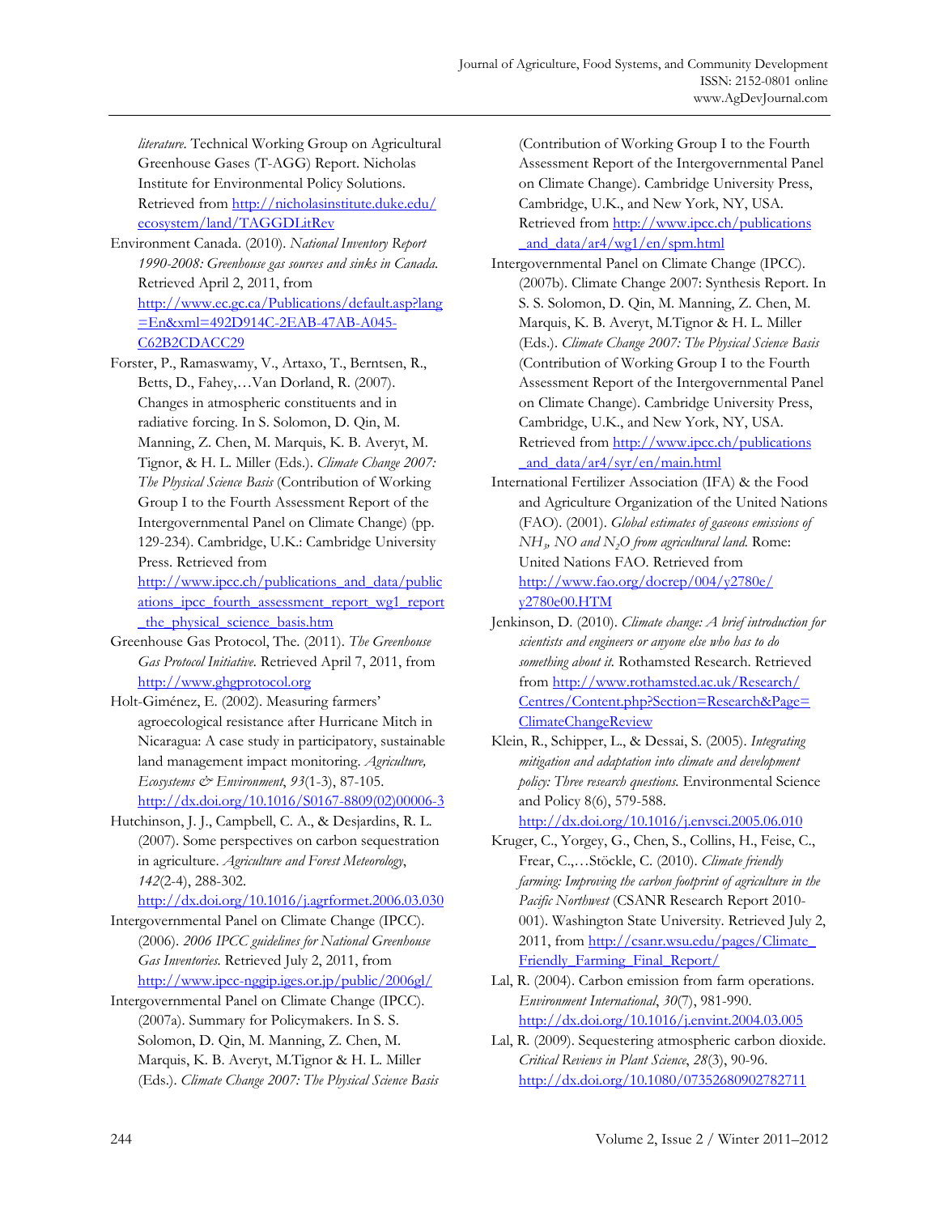*literature*. Technical Working Group on Agricultural Greenhouse Gases (T-AGG) Report. Nicholas Institute for Environmental Policy Solutions. Retrieved from http://nicholasinstitute.duke.edu/ecosystem/land/TAGGDLitRev

Environment Canada. (2010). *National Inventory Report 1990-2008: Greenhouse gas sources and sinks in Canada.* Retrieved April 2, 2011, from http://www.ec.gc.ca/Publications/default.asp?lang=En&xml=492D914C-2EAB-47AB-A045-C62B2CDACC29

Forster, P., Ramaswamy, V., Artaxo, T., Berntsen, R., Betts, D., Fahey,…Van Dorland, R. (2007). Changes in atmospheric constituents and in radiative forcing. In S. Solomon, D. Qin, M. Manning, Z. Chen, M. Marquis, K. B. Averyt, M. Tignor, & H. L. Miller (Eds.). *Climate Change 2007: The Physical Science Basis* (Contribution of Working Group I to the Fourth Assessment Report of the Intergovernmental Panel on Climate Change) (pp. 129-234). Cambridge, U.K.: Cambridge University Press. Retrieved from http://www.ipcc.ch/publications_and_data/publications_ipcc_fourth_assessment_report_wg1_report_the_physical_science_basis.htm

Greenhouse Gas Protocol, The. (2011). *The Greenhouse Gas Protocol Initiative*. Retrieved April 7, 2011, from http://www.ghgprotocol.org

Holt-Giménez, E. (2002). Measuring farmers' agroecological resistance after Hurricane Mitch in Nicaragua: A case study in participatory, sustainable land management impact monitoring. *Agriculture, Ecosystems & Environment*, *93*(1-3), 87-105. http://dx.doi.org/10.1016/S0167-8809(02)00006-3

Hutchinson, J. J., Campbell, C. A., & Desjardins, R. L. (2007). Some perspectives on carbon sequestration in agriculture. *Agriculture and Forest Meteorology*, *142*(2-4), 288-302. http://dx.doi.org/10.1016/j.agrformet.2006.03.030

Intergovernmental Panel on Climate Change (IPCC). (2006). *2006 IPCC guidelines for National Greenhouse Gas Inventories.* Retrieved July 2, 2011, from http://www.ipcc-nggip.iges.or.jp/public/2006gl/

Intergovernmental Panel on Climate Change (IPCC). (2007a). Summary for Policymakers. In S. S. Solomon, D. Qin, M. Manning, Z. Chen, M. Marquis, K. B. Averyt, M.Tignor & H. L. Miller (Eds.). *Climate Change 2007: The Physical Science Basis* (Contribution of Working Group I to the Fourth Assessment Report of the Intergovernmental Panel on Climate Change). Cambridge University Press, Cambridge, U.K., and New York, NY, USA. Retrieved from http://www.ipcc.ch/publications_and_data/ar4/wg1/en/spm.html

Intergovernmental Panel on Climate Change (IPCC). (2007b). Climate Change 2007: Synthesis Report. In S. S. Solomon, D. Qin, M. Manning, Z. Chen, M. Marquis, K. B. Averyt, M.Tignor & H. L. Miller (Eds.). *Climate Change 2007: The Physical Science Basis* (Contribution of Working Group I to the Fourth Assessment Report of the Intergovernmental Panel on Climate Change). Cambridge University Press, Cambridge, U.K., and New York, NY, USA. Retrieved from http://www.ipcc.ch/publications_and_data/ar4/syr/en/main.html

International Fertilizer Association (IFA) & the Food and Agriculture Organization of the United Nations (FAO). (2001). *Global estimates of gaseous emissions of $NH_3$, NO and $N_2O$ from agricultural land.* Rome: United Nations FAO. Retrieved from http://www.fao.org/docrep/004/y2780e/y2780e00.HTM

Jenkinson, D. (2010). *Climate change: A brief introduction for scientists and engineers or anyone else who has to do something about it.* Rothamsted Research. Retrieved from http://www.rothamsted.ac.uk/Research/Centres/Content.php?Section=Research&Page=ClimateChangeReview

Klein, R., Schipper, L., & Dessai, S. (2005). *Integrating mitigation and adaptation into climate and development policy: Three research questions.* Environmental Science and Policy 8(6), 579-588. http://dx.doi.org/10.1016/j.envsci.2005.06.010

Kruger, C., Yorgey, G., Chen, S., Collins, H., Feise, C., Frear, C.,…Stöckle, C. (2010). *Climate friendly farming: Improving the carbon footprint of agriculture in the Pacific Northwest* (CSANR Research Report 2010-001). Washington State University. Retrieved July 2, 2011, from http://csanr.wsu.edu/pages/Climate_Friendly_Farming_Final_Report/

Lal, R. (2004). Carbon emission from farm operations. *Environment International*, *30*(7), 981-990. http://dx.doi.org/10.1016/j.envint.2004.03.005

Lal, R. (2009). Sequestering atmospheric carbon dioxide. *Critical Reviews in Plant Science*, *28*(3), 90-96. http://dx.doi.org/10.1080/07352680902782711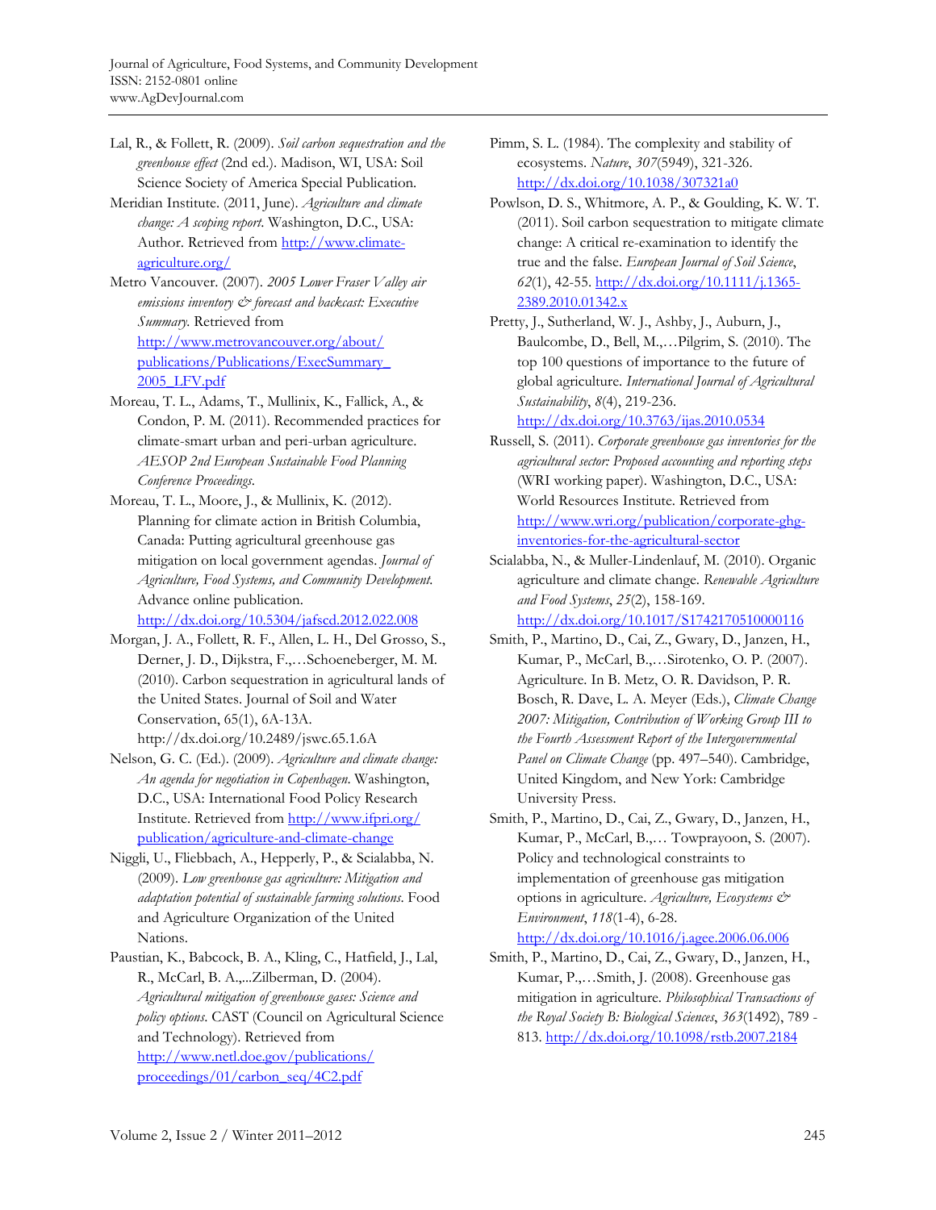Lal, R., & Follett, R. (2009). *Soil carbon sequestration and the greenhouse effect* (2nd ed.). Madison, WI, USA: Soil Science Society of America Special Publication.

Meridian Institute. (2011, June). *Agriculture and climate change: A scoping report*. Washington, D.C., USA: Author. Retrieved from http://www.climate-agriculture.org/

Metro Vancouver. (2007). *2005 Lower Fraser Valley air emissions inventory & forecast and backcast: Executive Summary.* Retrieved from http://www.metrovancouver.org/about/publications/Publications/ExecSummary_2005_LFV.pdf

Moreau, T. L., Adams, T., Mullinix, K., Fallick, A., & Condon, P. M. (2011). Recommended practices for climate-smart urban and peri-urban agriculture. *AESOP 2nd European Sustainable Food Planning Conference Proceedings*.

Moreau, T. L., Moore, J., & Mullinix, K. (2012). Planning for climate action in British Columbia, Canada: Putting agricultural greenhouse gas mitigation on local government agendas. *Journal of Agriculture, Food Systems, and Community Development.* Advance online publication. http://dx.doi.org/10.5304/jafscd.2012.022.008

Morgan, J. A., Follett, R. F., Allen, L. H., Del Grosso, S., Derner, J. D., Dijkstra, F.,…Schoeneberger, M. M. (2010). Carbon sequestration in agricultural lands of the United States. Journal of Soil and Water Conservation, 65(1), 6A-13A. http://dx.doi.org/10.2489/jswc.65.1.6A

Nelson, G. C. (Ed.). (2009). *Agriculture and climate change: An agenda for negotiation in Copenhagen*. Washington, D.C., USA: International Food Policy Research Institute. Retrieved from http://www.ifpri.org/publication/agriculture-and-climate-change

Niggli, U., Fliebbach, A., Hepperly, P., & Scialabba, N. (2009). *Low greenhouse gas agriculture: Mitigation and adaptation potential of sustainable farming solutions*. Food and Agriculture Organization of the United Nations.

Paustian, K., Babcock, B. A., Kling, C., Hatfield, J., Lal, R., McCarl, B. A.,...Zilberman, D. (2004). *Agricultural mitigation of greenhouse gases: Science and policy options*. CAST (Council on Agricultural Science and Technology). Retrieved from http://www.netl.doe.gov/publications/proceedings/01/carbon_seq/4C2.pdf

Pimm, S. L. (1984). The complexity and stability of ecosystems. *Nature*, *307*(5949), 321-326. http://dx.doi.org/10.1038/307321a0

Powlson, D. S., Whitmore, A. P., & Goulding, K. W. T. (2011). Soil carbon sequestration to mitigate climate change: A critical re-examination to identify the true and the false. *European Journal of Soil Science*, *62*(1), 42-55. http://dx.doi.org/10.1111/j.1365-2389.2010.01342.x

Pretty, J., Sutherland, W. J., Ashby, J., Auburn, J., Baulcombe, D., Bell, M.,…Pilgrim, S. (2010). The top 100 questions of importance to the future of global agriculture. *International Journal of Agricultural Sustainability*, *8*(4), 219-236. http://dx.doi.org/10.3763/ijas.2010.0534

Russell, S. (2011). *Corporate greenhouse gas inventories for the agricultural sector: Proposed accounting and reporting steps* (WRI working paper). Washington, D.C., USA: World Resources Institute. Retrieved from http://www.wri.org/publication/corporate-ghg-inventories-for-the-agricultural-sector

Scialabba, N., & Muller-Lindenlauf, M. (2010). Organic agriculture and climate change. *Renewable Agriculture and Food Systems*, *25*(2), 158-169. http://dx.doi.org/10.1017/S1742170510000116

Smith, P., Martino, D., Cai, Z., Gwary, D., Janzen, H., Kumar, P., McCarl, B.,…Sirotenko, O. P. (2007). Agriculture. In B. Metz, O. R. Davidson, P. R. Bosch, R. Dave, L. A. Meyer (Eds.), *Climate Change 2007: Mitigation, Contribution of Working Group III to the Fourth Assessment Report of the Intergovernmental Panel on Climate Change* (pp. 497–540). Cambridge, United Kingdom, and New York: Cambridge University Press.

Smith, P., Martino, D., Cai, Z., Gwary, D., Janzen, H., Kumar, P., McCarl, B.,… Towprayoon, S. (2007). Policy and technological constraints to implementation of greenhouse gas mitigation options in agriculture. *Agriculture, Ecosystems & Environment*, *118*(1-4), 6-28. http://dx.doi.org/10.1016/j.agee.2006.06.006

Smith, P., Martino, D., Cai, Z., Gwary, D., Janzen, H., Kumar, P.,…Smith, J. (2008). Greenhouse gas mitigation in agriculture. *Philosophical Transactions of the Royal Society B: Biological Sciences*, *363*(1492), 789 - 813. http://dx.doi.org/10.1098/rstb.2007.2184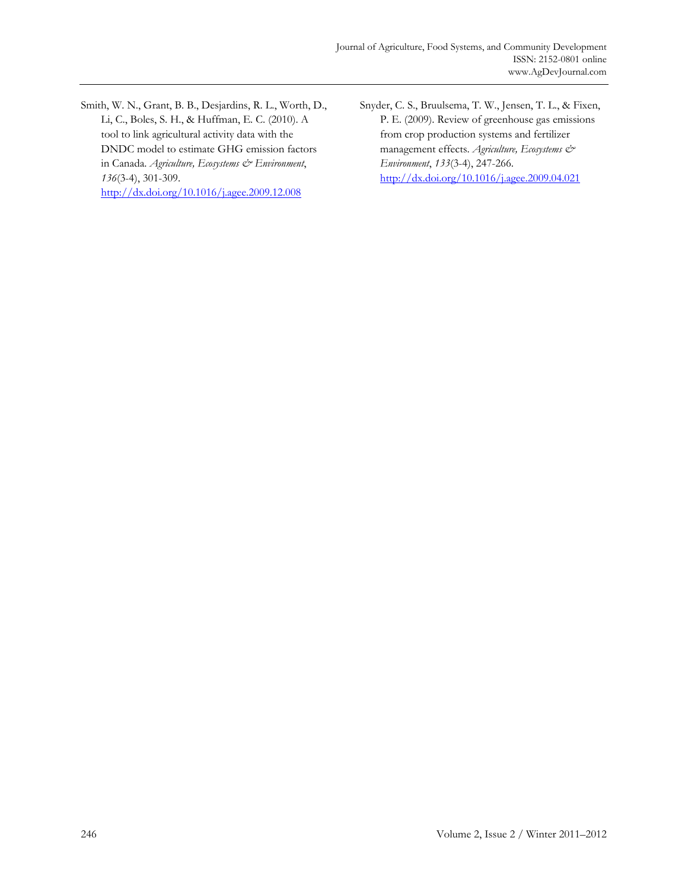Smith, W. N., Grant, B. B., Desjardins, R. L., Worth, D., Li, C., Boles, S. H., & Huffman, E. C. (2010). A tool to link agricultural activity data with the DNDC model to estimate GHG emission factors in Canada. *Agriculture, Ecosystems & Environment*, *136*(3-4), 301-309. http://dx.doi.org/10.1016/j.agee.2009.12.008

Snyder, C. S., Bruulsema, T. W., Jensen, T. L., & Fixen, P. E. (2009). Review of greenhouse gas emissions from crop production systems and fertilizer management effects. *Agriculture, Ecosystems & Environment*, *133*(3-4), 247-266. http://dx.doi.org/10.1016/j.agee.2009.04.021